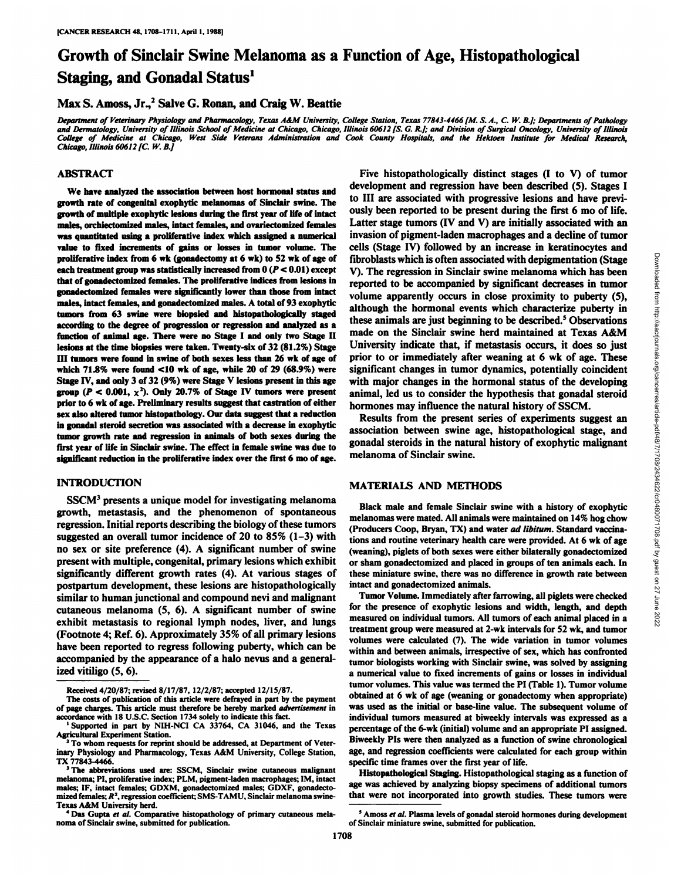# Growth of Sinclair Swine Melanoma as a Function of Age, Histopathological Staging, and Gonadal Status[1]

**Max S. Amoss, Jr.,[2] Salve G. Ronan, and Craig W. Beattie**

*Department of Veterinary Physiology and Pharmacology, Texas A&M University, College Station, Texas 77843-4466 [M. S. A., C. W. B.]; Departments of Pathology and Dermatology, University of Illinois School of Medicine at Chicago, Chicago, Illinois 60612 [S. G. R.]; and Division of Surgical Oncology, University of Illinois College of Medicine at Chicago, West Side Veterans Administration and Cook County Hospitals, and the Hektoen Institute for Medical Research, Chicago, Illinois 60612 [C. W. B.]*

## ABSTRACT

We have analyzed the association between host hormonal status and growth rate of congenital exophytic melanomas of Sinclair swine. The growth of multiple exophytic lesions during the first year of life of intact males, orchiectomized males, intact females, and ovariectomized females was quantitated using a proliferative index which assigned a numerical value to fixed increments of gains or losses in tumor volume. The proliferative index from 6 wk (gonadectomy at 6 wk) to 52 wk of age of each treatment group was statistically increased from 0 ($P < 0.01$) except that of gonadectomized females. The proliferative indices from lesions in gonadectomized females were significantly lower than those from intact males, intact females, and gonadectomized males. A total of 93 exophytic tumors from 63 swine were biopsied and histopathologically staged according to the degree of progression or regression and analyzed as a function of animal age. There were no Stage I and only two Stage II lesions at the time biopsies were taken. Twenty-six of 32 (81.2%) Stage III tumors were found in swine of both sexes less than 26 wk of age of which 71.8% were found <10 wk of age, while 20 of 29 (68.9%) were Stage IV, and only 3 of 32 (9%) were Stage V lesions present in this age group ($P < 0.001$, $\chi^2$). Only 20.7% of Stage IV tumors were present prior to 6 wk of age. Preliminary results suggest that castration of either sex also altered tumor histopathology. Our data suggest that a reduction in gonadal steroid secretion was associated with a decrease in exophytic tumor growth rate and regression in animals of both sexes during the first year of life in Sinclair swine. The effect in female swine was due to significant reduction in the proliferative index over the first 6 mo of age.

## INTRODUCTION

SSCM[3] presents a unique model for investigating melanoma growth, metastasis, and the phenomenon of spontaneous regression. Initial reports describing the biology of these tumors suggested an overall tumor incidence of 20 to 85% (1–3) with no sex or site preference (4). A significant number of swine present with multiple, congenital, primary lesions which exhibit significantly different growth rates (4). At various stages of postpartum development, these lesions are histopathologically similar to human junctional and compound nevi and malignant cutaneous melanoma (5, 6). A significant number of swine exhibit metastasis to regional lymph nodes, liver, and lungs (Footnote 4; Ref. 6). Approximately 35% of all primary lesions have been reported to regress following puberty, which can be accompanied by the appearance of a halo nevus and a generalized vitiligo (5, 6).

Five histopathologically distinct stages (I to V) of tumor development and regression have been described (5). Stages I to III are associated with progressive lesions and have previously been reported to be present during the first 6 mo of life. Latter stage tumors (IV and V) are initially associated with an invasion of pigment-laden macrophages and a decline of tumor cells (Stage IV) followed by an increase in keratinocytes and fibroblasts which is often associated with depigmentation (Stage V). The regression in Sinclair swine melanoma which has been reported to be accompanied by significant decreases in tumor volume apparently occurs in close proximity to puberty (5), although the hormonal events which characterize puberty in these animals are just beginning to be described.[5] Observations made on the Sinclair swine herd maintained at Texas A&M University indicate that, if metastasis occurs, it does so just prior to or immediately after weaning at 6 wk of age. These significant changes in tumor dynamics, potentially coincident with major changes in the hormonal status of the developing animal, led us to consider the hypothesis that gonadal steroid hormones may influence the natural history of SSCM.

Results from the present series of experiments suggest an association between swine age, histopathological stage, and gonadal steroids in the natural history of exophytic malignant melanoma of Sinclair swine.

## MATERIALS AND METHODS

Black male and female Sinclair swine with a history of exophytic melanomas were mated. All animals were maintained on 14% hog chow (Producers Coop, Bryan, TX) and water *ad libitum*. Standard vaccinations and routine veterinary health care were provided. At 6 wk of age (weaning), piglets of both sexes were either bilaterally gonadectomized or sham gonadectomized and placed in groups of ten animals each. In these miniature swine, there was no difference in growth rate between intact and gonadectomized animals.

**Tumor Volume.** Immediately after farrowing, all piglets were checked for the presence of exophytic lesions and width, length, and depth measured on individual tumors. All tumors of each animal placed in a treatment group were measured at 2-wk intervals for 52 wk, and tumor volumes were calculated (7). The wide variation in tumor volumes within and between animals, irrespective of sex, which has confronted tumor biologists working with Sinclair swine, was solved by assigning a numerical value to fixed increments of gains or losses in individual tumor volumes. This value was termed the PI (Table 1). Tumor volume obtained at 6 wk of age (weaning or gonadectomy when appropriate) was used as the initial or base-line value. The subsequent volume of individual tumors measured at biweekly intervals was expressed as a percentage of the 6-wk (initial) volume and an appropriate PI assigned. Biweekly PIs were then analyzed as a function of swine chronological age, and regression coefficients were calculated for each group within specific time frames over the first year of life.

**Histopathological Staging.** Histopathological staging as a function of age was achieved by analyzing biopsy specimens of additional tumors that were not incorporated into growth studies. These tumors were

---

Received 4/20/87; revised 8/17/87, 12/2/87; accepted 12/15/87.

The costs of publication of this article were defrayed in part by the payment of page charges. This article must therefore be hereby marked *advertisement* in accordance with 18 U.S.C. Section 1734 solely to indicate this fact.

[1] Supported in part by NIH-NCI CA 33764, CA 31046, and the Texas Agricultural Experiment Station.

[2] To whom requests for reprint should be addressed, at Department of Veterinary Physiology and Pharmacology, Texas A&M University, College Station, TX 77843-4466.

[3] The abbreviations used are: SSCM, Sinclair swine cutaneous malignant melanoma; PI, proliferative index; PLM, pigment-laden macrophages; IM, intact males; IF, intact females; GDXM, gonadectomized males; GDXF, gonadectomized females; $R^2$, regression coefficient; SMS-TAMU, Sinclair melanoma swine-Texas A&M University herd.

[4] Das Gupta *et al.* Comparative histopathology of primary cutaneous melanoma of Sinclair swine, submitted for publication.

[5] Amoss *et al.* Plasma levels of gonadal steroid hormones during development of Sinclair miniature swine, submitted for publication.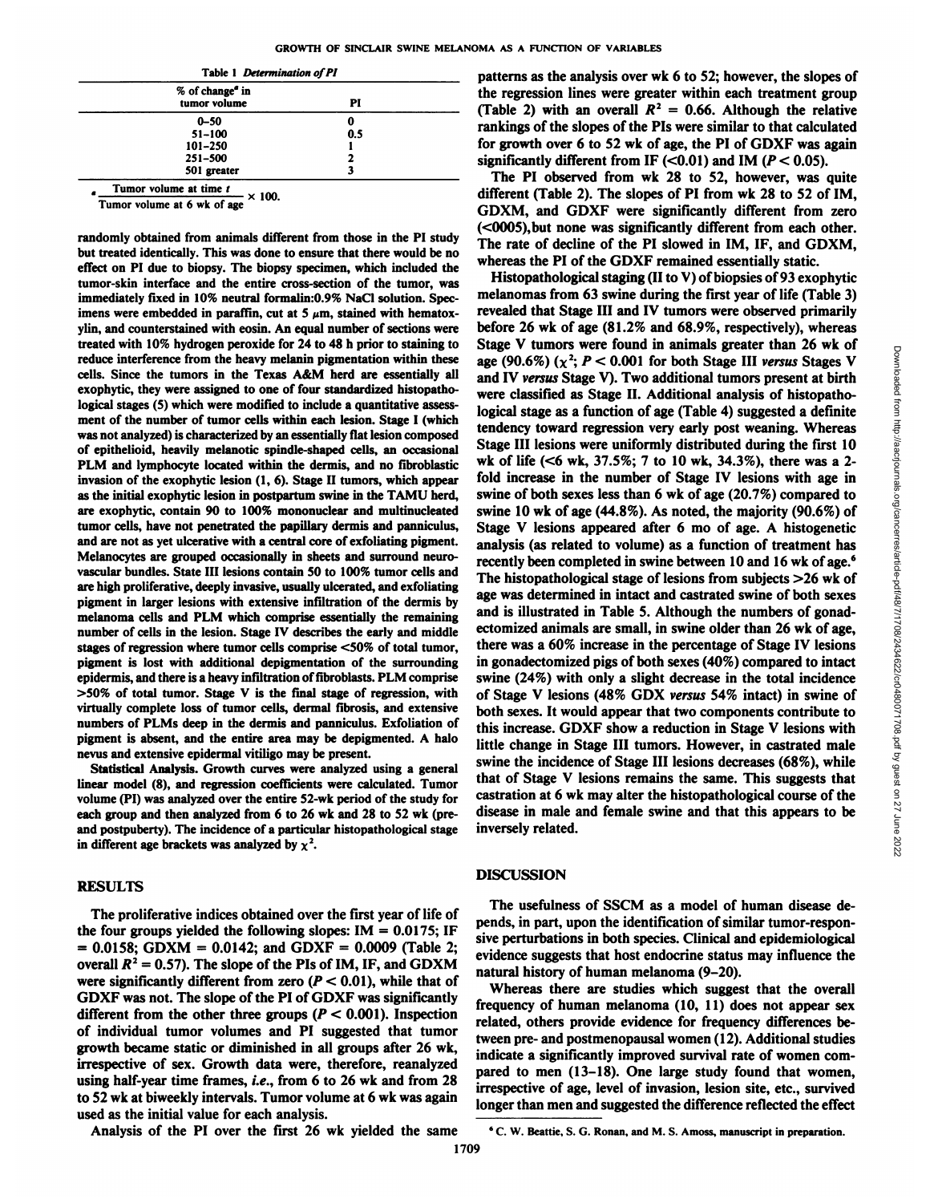Table 1 *Determination of PI*

| % of change[a] in tumor volume | PI |
|---|---|
| 0–50 | 0 |
| 51–100 | 0.5 |
| 101–250 | 1 |
| 251–500 | 2 |
| 501 greater | 3 |

[a] $\frac{\text{Tumor volume at time } t}{\text{Tumor volume at 6 wk of age}} \times 100$.

randomly obtained from animals different from those in the PI study but treated identically. This was done to ensure that there would be no effect on PI due to biopsy. The biopsy specimen, which included the tumor-skin interface and the entire cross-section of the tumor, was immediately fixed in 10% neutral formalin:0.9% NaCl solution. Specimens were embedded in paraffin, cut at 5 µm, stained with hematoxylin, and counterstained with eosin. An equal number of sections were treated with 10% hydrogen peroxide for 24 to 48 h prior to staining to reduce interference from the heavy melanin pigmentation within these cells. Since the tumors in the Texas A&M herd are essentially all exophytic, they were assigned to one of four standardized histopathological stages (5) which were modified to include a quantitative assessment of the number of tumor cells within each lesion. Stage I (which was not analyzed) is characterized by an essentially flat lesion composed of epithelioid, heavily melanotic spindle-shaped cells, an occasional PLM and lymphocyte located within the dermis, and no fibroblastic invasion of the exophytic lesion (1, 6). Stage II tumors, which appear as the initial exophytic lesion in postpartum swine in the TAMU herd, are exophytic, contain 90 to 100% mononuclear and multinucleated tumor cells, have not penetrated the papillary dermis and panniculus, and are not as yet ulcerative with a central core of exfoliating pigment. Melanocytes are grouped occasionally in sheets and surround neurovascular bundles. State III lesions contain 50 to 100% tumor cells and are high proliferative, deeply invasive, usually ulcerated, and exfoliating pigment in larger lesions with extensive infiltration of the dermis by melanoma cells and PLM which comprise essentially the remaining number of cells in the lesion. Stage IV describes the early and middle stages of regression where tumor cells comprise <50% of total tumor, pigment is lost with additional depigmentation of the surrounding epidermis, and there is a heavy infiltration of fibroblasts. PLM comprise >50% of total tumor. Stage V is the final stage of regression, with virtually complete loss of tumor cells, dermal fibrosis, and extensive numbers of PLMs deep in the dermis and panniculus. Exfoliation of pigment is absent, and the entire area may be depigmented. A halo nevus and extensive epidermal vitiligo may be present.

**Statistical Analysis.** Growth curves were analyzed using a general linear model (8), and regression coefficients were calculated. Tumor volume (PI) was analyzed over the entire 52-wk period of the study for each group and then analyzed from 6 to 26 wk and 28 to 52 wk (pre- and postpuberty). The incidence of a particular histopathological stage in different age brackets was analyzed by $\chi^2$.

## RESULTS

The proliferative indices obtained over the first year of life of the four groups yielded the following slopes: IM = 0.0175; IF = 0.0158; GDXM = 0.0142; and GDXF = 0.0009 (Table 2; overall $R^2 = 0.57$). The slope of the PIs of IM, IF, and GDXM were significantly different from zero ($P < 0.01$), while that of GDXF was not. The slope of the PI of GDXF was significantly different from the other three groups ($P < 0.001$). Inspection of individual tumor volumes and PI suggested that tumor growth became static or diminished in all groups after 26 wk, irrespective of sex. Growth data were, therefore, reanalyzed using half-year time frames, *i.e.*, from 6 to 26 wk and from 28 to 52 wk at biweekly intervals. Tumor volume at 6 wk was again used as the initial value for each analysis.

Analysis of the PI over the first 26 wk yielded the same patterns as the analysis over wk 6 to 52; however, the slopes of the regression lines were greater within each treatment group (Table 2) with an overall $R^2 = 0.66$. Although the relative rankings of the slopes of the PIs were similar to that calculated for growth over 6 to 52 wk of age, the PI of GDXF was again significantly different from IF (<0.01) and IM ($P < 0.05$).

The PI observed from wk 28 to 52, however, was quite different (Table 2). The slopes of PI from wk 28 to 52 of IM, GDXM, and GDXF were significantly different from zero (<0005), but none was significantly different from each other. The rate of decline of the PI slowed in IM, IF, and GDXM, whereas the PI of the GDXF remained essentially static.

Histopathological staging (II to V) of biopsies of 93 exophytic melanomas from 63 swine during the first year of life (Table 3) revealed that Stage III and IV tumors were observed primarily before 26 wk of age (81.2% and 68.9%, respectively), whereas Stage V tumors were found in animals greater than 26 wk of age (90.6%) ($\chi^2$; $P < 0.001$ for both Stage III *versus* Stages V and IV *versus* Stage V). Two additional tumors present at birth were classified as Stage II. Additional analysis of histopathological stage as a function of age (Table 4) suggested a definite tendency toward regression very early post weaning. Whereas Stage III lesions were uniformly distributed during the first 10 wk of life (<6 wk, 37.5%; 7 to 10 wk, 34.3%), there was a 2-fold increase in the number of Stage IV lesions with age in swine of both sexes less than 6 wk of age (20.7%) compared to swine 10 wk of age (44.8%). As noted, the majority (90.6%) of Stage V lesions appeared after 6 mo of age. A histogenetic analysis (as related to volume) as a function of treatment has recently been completed in swine between 10 and 16 wk of age.[6] The histopathological stage of lesions from subjects >26 wk of age was determined in intact and castrated swine of both sexes and is illustrated in Table 5. Although the numbers of gonadectomized animals are small, in swine older than 26 wk of age, there was a 60% increase in the percentage of Stage IV lesions in gonadectomized pigs of both sexes (40%) compared to intact swine (24%) with only a slight decrease in the total incidence of Stage V lesions (48% GDX *versus* 54% intact) in swine of both sexes. It would appear that two components contribute to this increase. GDXF show a reduction in Stage V lesions with little change in Stage III tumors. However, in castrated male swine the incidence of Stage III lesions decreases (68%), while that of Stage V lesions remains the same. This suggests that castration at 6 wk may alter the histopathological course of the disease in male and female swine and that this appears to be inversely related.

## DISCUSSION

The usefulness of SSCM as a model of human disease depends, in part, upon the identification of similar tumor-responsive perturbations in both species. Clinical and epidemiological evidence suggests that host endocrine status may influence the natural history of human melanoma (9–20).

Whereas there are studies which suggest that the overall frequency of human melanoma (10, 11) does not appear sex related, others provide evidence for frequency differences between pre- and postmenopausal women (12). Additional studies indicate a significantly improved survival rate of women compared to men (13–18). One large study found that women, irrespective of age, level of invasion, lesion site, etc., survived longer than men and suggested the difference reflected the effect

[6] C. W. Beattie, S. G. Ronan, and M. S. Amoss, manuscript in preparation.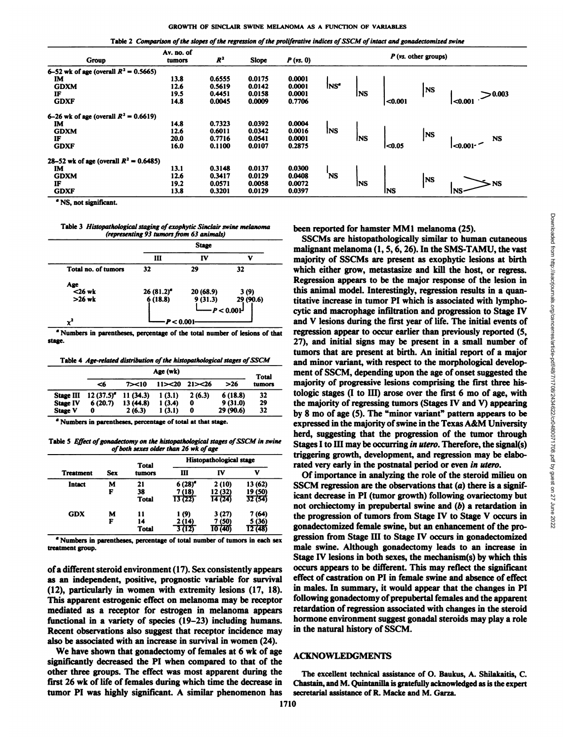Table 2 *Comparison of the slopes of the regression of the proliferative indices of SSCM of intact and gonadectomized swine*

| Group | Av. no. of tumors | $R^2$ | Slope | P (vs. 0) | P (vs. other groups) | | | | |
|---|---|---|---|---|---|---|---|---|---|
| 6–52 wk of age (overall $R^2$ = 0.5665) | | | | | | | | | |
| IM | 13.8 | 0.6555 | 0.0175 | 0.0001 | NS[a] | | | | |
| GDXM | 12.6 | 0.5619 | 0.0142 | 0.0001 | | NS | | NS | |
| IF | 19.5 | 0.4451 | 0.0158 | 0.0001 | | | <0.001 | | <0.001 >0.003 |
| GDXF | 14.8 | 0.0045 | 0.0009 | 0.7706 | | | | | |
| 6–26 wk of age (overall $R^2$ = 0.6619) | | | | | | | | | |
| IM | 14.8 | 0.7323 | 0.0392 | 0.0004 | NS | | | | |
| GDXM | 12.6 | 0.6011 | 0.0342 | 0.0016 | | NS | | NS | |
| IF | 20.0 | 0.7716 | 0.0541 | 0.0001 | | | <0.05 | | <0.001 NS |
| GDXF | 16.0 | 0.1100 | 0.0107 | 0.2875 | | | | | |
| 28–52 wk of age (overall $R^2$ = 0.6485) | | | | | | | | | |
| IM | 13.1 | 0.3148 | 0.0137 | 0.0300 | NS | | | | |
| GDXM | 12.6 | 0.3417 | 0.0129 | 0.0408 | | NS | | NS | |
| IF | 19.2 | 0.0571 | 0.0058 | 0.0072 | | | NS | | NS NS |
| GDXF | 13.8 | 0.3201 | 0.0129 | 0.0397 | | | | | |

[a] NS, not significant.

Table 3 *Histopathological staging of exophytic Sinclair swine melanoma (representing 93 tumors from 63 animals)*

| | Stage | | |
|---|---|---|---|
| | III | IV | V |
| Total no. of tumors | 32 | 29 | 32 |
| Age | | | |
| <26 wk | 26 (81.2)[a] | 20 (68.9) | 3 (9) |
| >26 wk | 6 (18.8) | 9 (31.3) | 29 (90.6) |
| | | IV vs. V: $P < 0.001$ | |
| $\chi^2$ | III vs. V: $P < 0.001$ | | |

[a] Numbers in parentheses, percentage of the total number of lesions of that stage.

Table 4 *Age-related distribution of the histopathological stages of SSCM*

| | Age (wk) | | | | | Total tumors |
|---|---|---|---|---|---|---|
| | <6 | 7><10 | 11><20 | 21><26 | >26 | |
| Stage III | 12 (37.5)[a] | 11 (34.3) | 1 (3.1) | 2 (6.3) | 6 (18.8) | 32 |
| Stage IV | 6 (20.7) | 13 (44.8) | 1 (3.4) | 0 | 9 (31.0) | 29 |
| Stage V | 0 | 2 (6.3) | 1 (3.1) | 0 | 29 (90.6) | 32 |

[a] Numbers in parentheses, percentage of total at that stage.

Table 5 *Effect of gonadectomy on the histopathological stages of SSCM in swine of both sexes older than 26 wk of age*

| Treatment | Sex | Total tumors | Histopathological stage | | |
|---|---|---|---|---|---|
| | | | III | IV | V |
| Intact | M | 21 | 6 (28)[a] | 2 (10) | 13 (62) |
| | F | 38 | 7 (18) | 12 (32) | 19 (50) |
| | Total | | 13 (22) | 14 (24) | 32 (54) |
| GDX | M | 11 | 1 (9) | 3 (27) | 7 (64) |
| | F | 14 | 2 (14) | 7 (50) | 5 (36) |
| | Total | | 3 (12) | 10 (40) | 12 (48) |

[a] Numbers in parentheses, percentage of total number of tumors in each sex treatment group.

of a different steroid environment (17). Sex consistently appears as an independent, positive, prognostic variable for survival (12), particularly in women with extremity lesions (17, 18). This apparent estrogenic effect on melanoma may be receptor mediated as a receptor for estrogen in melanoma appears functional in a variety of species (19–23) including humans. Recent observations also suggest that receptor incidence may also be associated with an increase in survival in women (24).

We have shown that gonadectomy of females at 6 wk of age significantly decreased the PI when compared to that of the other three groups. The effect was most apparent during the first 26 wk of life of females during which time the decrease in tumor PI was highly significant. A similar phenomenon has been reported for hamster MM1 melanoma (25).

SSCMs are histopathologically similar to human cutaneous malignant melanoma (1, 5, 6, 26). In the SMS-TAMU, the vast majority of SSCMs are present as exophytic lesions at birth which either grow, metastasize and kill the host, or regress. Regression appears to be the major response of the lesion in this animal model. Interestingly, regression results in a quantitative increase in tumor PI which is associated with lymphocytic and macrophage infiltration and progression to Stage IV and V lesions during the first year of life. The initial events of regression appear to occur earlier than previously reported (5, 27), and initial signs may be present in a small number of tumors that are present at birth. An initial report of a major and minor variant, with respect to the morphological development of SSCM, depending upon the age of onset suggested the majority of progressive lesions comprising the first three histologic stages (I to III) arose over the first 6 mo of age, with the majority of regressing tumors (Stages IV and V) appearing by 8 mo of age (5). The "minor variant" pattern appears to be expressed in the majority of swine in the Texas A&M University herd, suggesting that the progression of the tumor through Stages I to III may be occurring *in utero*. Therefore, the signal(s) triggering growth, development, and regression may be elaborated very early in the postnatal period or even *in utero*.

Of importance in analyzing the role of the steroid milieu on SSCM regression are the observations that (*a*) there is a significant decrease in PI (tumor growth) following ovariectomy but not orchiectomy in prepubertal swine and (*b*) a retardation in the progression of tumors from Stage IV to Stage V occurs in gonadectomized female swine, but an enhancement of the progression from Stage III to Stage IV occurs in gonadectomized male swine. Although gonadectomy leads to an increase in Stage IV lesions in both sexes, the mechanism(s) by which this occurs appears to be different. This may reflect the significant effect of castration on PI in female swine and absence of effect in males. In summary, it would appear that the changes in PI following gonadectomy of prepubertal females and the apparent retardation of regression associated with changes in the steroid hormone environment suggest gonadal steroids may play a role in the natural history of SSCM.

## ACKNOWLEDGMENTS

The excellent technical assistance of O. Baukus, A. Shilakaitis, C. Chastain, and M. Quintanilla is gratefully acknowledged as is the expert secretarial assistance of R. Macke and M. Garza.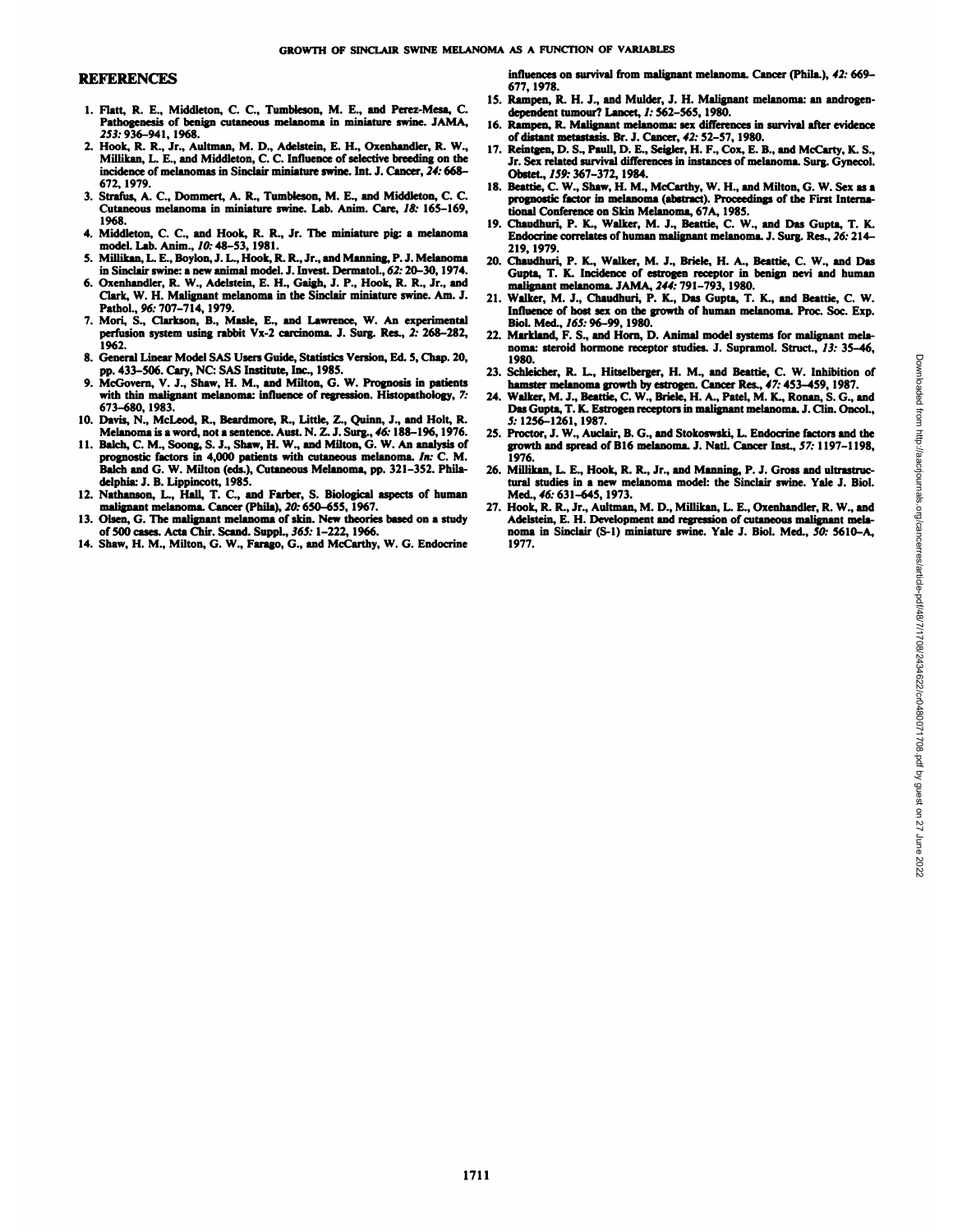## REFERENCES

1. Flatt, R. E., Middleton, C. C., Tumbleson, M. E., and Perez-Mesa, C. Pathogenesis of benign cutaneous melanoma in miniature swine. JAMA, *253:* 936–941, 1968.
2. Hook, R. R., Jr., Aultman, M. D., Adelstein, E. H., Oxenhandler, R. W., Millikan, L. E., and Middleton, C. C. Influence of selective breeding on the incidence of melanomas in Sinclair miniature swine. Int. J. Cancer, *24:* 668–672, 1979.
3. Strafus, A. C., Dommert, A. R., Tumbleson, M. E., and Middleton, C. C. Cutaneous melanoma in miniature swine. Lab. Anim. Care, *18:* 165–169, 1968.
4. Middleton, C. C., and Hook, R. R., Jr. The miniature pig: a melanoma model. Lab. Anim., *10:* 48–53, 1981.
5. Millikan, L. E., Boylon, J. L., Hook, R. R., Jr., and Manning, P. J. Melanoma in Sinclair swine: a new animal model. J. Invest. Dermatol., *62:* 20–30, 1974.
6. Oxenhandler, R. W., Adelstein, E. H., Gaigh, J. P., Hook, R. R., Jr., and Clark, W. H. Malignant melanoma in the Sinclair miniature swine. Am. J. Pathol., *96:* 707–714, 1979.
7. Mori, S., Clarkson, B., Masle, E., and Lawrence, W. An experimental perfusion system using rabbit Vx-2 carcinoma. J. Surg. Res., *2:* 268–282, 1962.
8. General Linear Model SAS Users Guide, Statistics Version, Ed. 5, Chap. 20, pp. 433–506. Cary, NC: SAS Institute, Inc., 1985.
9. McGovern, V. J., Shaw, H. M., and Milton, G. W. Prognosis in patients with thin malignant melanoma: influence of regression. Histopathology, *7:* 673–680, 1983.
10. Davis, N., McLeod, R., Beardmore, R., Little, Z., Quinn, J., and Holt, R. Melanoma is a word, not a sentence. Aust. N. Z. J. Surg., *46:* 188–196, 1976.
11. Balch, C. M., Soong, S. J., Shaw, H. W., and Milton, G. W. An analysis of prognostic factors in 4,000 patients with cutaneous melanoma. *In:* C. M. Balch and G. W. Milton (eds.), Cutaneous Melanoma, pp. 321–352. Philadelphia: J. B. Lippincott, 1985.
12. Nathanson, L., Hall, T. C., and Farber, S. Biological aspects of human malignant melanoma. Cancer (Phila), *20:* 650–655, 1967.
13. Olsen, G. The malignant melanoma of skin. New theories based on a study of 500 cases. Acta Chir. Scand. Suppl., *365:* 1–222, 1966.
14. Shaw, H. M., Milton, G. W., Farago, G., and McCarthy, W. G. Endocrine influences on survival from malignant melanoma. Cancer (Phila.), *42:* 669–677, 1978.
15. Rampen, R. H. J., and Mulder, J. H. Malignant melanoma: an androgen-dependent tumour? Lancet, *1:* 562–565, 1980.
16. Rampen, R. Malignant melanoma: sex differences in survival after evidence of distant metastasis. Br. J. Cancer, *42:* 52–57, 1980.
17. Reintgen, D. S., Paull, D. E., Seigler, H. F., Cox, E. B., and McCarty, K. S., Jr. Sex related survival differences in instances of melanoma. Surg. Gynecol. Obstet., *159:* 367–372, 1984.
18. Beattie, C. W., Shaw, H. M., McCarthy, W. H., and Milton, G. W. Sex as a prognostic factor in melanoma (abstract). Proceedings of the First International Conference on Skin Melanoma, 67A, 1985.
19. Chaudhuri, P. K., Walker, M. J., Beattie, C. W., and Das Gupta, T. K. Endocrine correlates of human malignant melanoma. J. Surg. Res., *26:* 214–219, 1979.
20. Chaudhuri, P. K., Walker, M. J., Briele, H. A., Beattie, C. W., and Das Gupta, T. K. Incidence of estrogen receptor in benign nevi and human malignant melanoma. JAMA, *244:* 791–793, 1980.
21. Walker, M. J., Chaudhuri, P. K., Das Gupta, T. K., and Beattie, C. W. Influence of host sex on the growth of human melanoma. Proc. Soc. Exp. Biol. Med., *165:* 96–99, 1980.
22. Markland, F. S., and Horn, D. Animal model systems for malignant melanoma: steroid hormone receptor studies. J. Supramol. Struct., *13:* 35–46, 1980.
23. Schleicher, R. L., Hitselberger, H. M., and Beattie, C. W. Inhibition of hamster melanoma growth by estrogen. Cancer Res., *47:* 453–459, 1987.
24. Walker, M. J., Beattie, C. W., Briele, H. A., Patel, M. K., Ronan, S. G., and Das Gupta, T. K. Estrogen receptors in malignant melanoma. J. Clin. Oncol., *5:* 1256–1261, 1987.
25. Proctor, J. W., Auclair, B. G., and Stokoswski, L. Endocrine factors and the growth and spread of B16 melanoma. J. Natl. Cancer Inst., *57:* 1197–1198, 1976.
26. Millikan, L. E., Hook, R. R., Jr., and Manning, P. J. Gross and ultrastructural studies in a new melanoma model: the Sinclair swine. Yale J. Biol. Med., *46:* 631–645, 1973.
27. Hook, R. R., Jr., Aultman, M. D., Millikan, L. E., Oxenhandler, R. W., and Adelstein, E. H. Development and regression of cutaneous malignant melanoma in Sinclair (S-1) miniature swine. Yale J. Biol. Med., *50:* 5610–A, 1977.